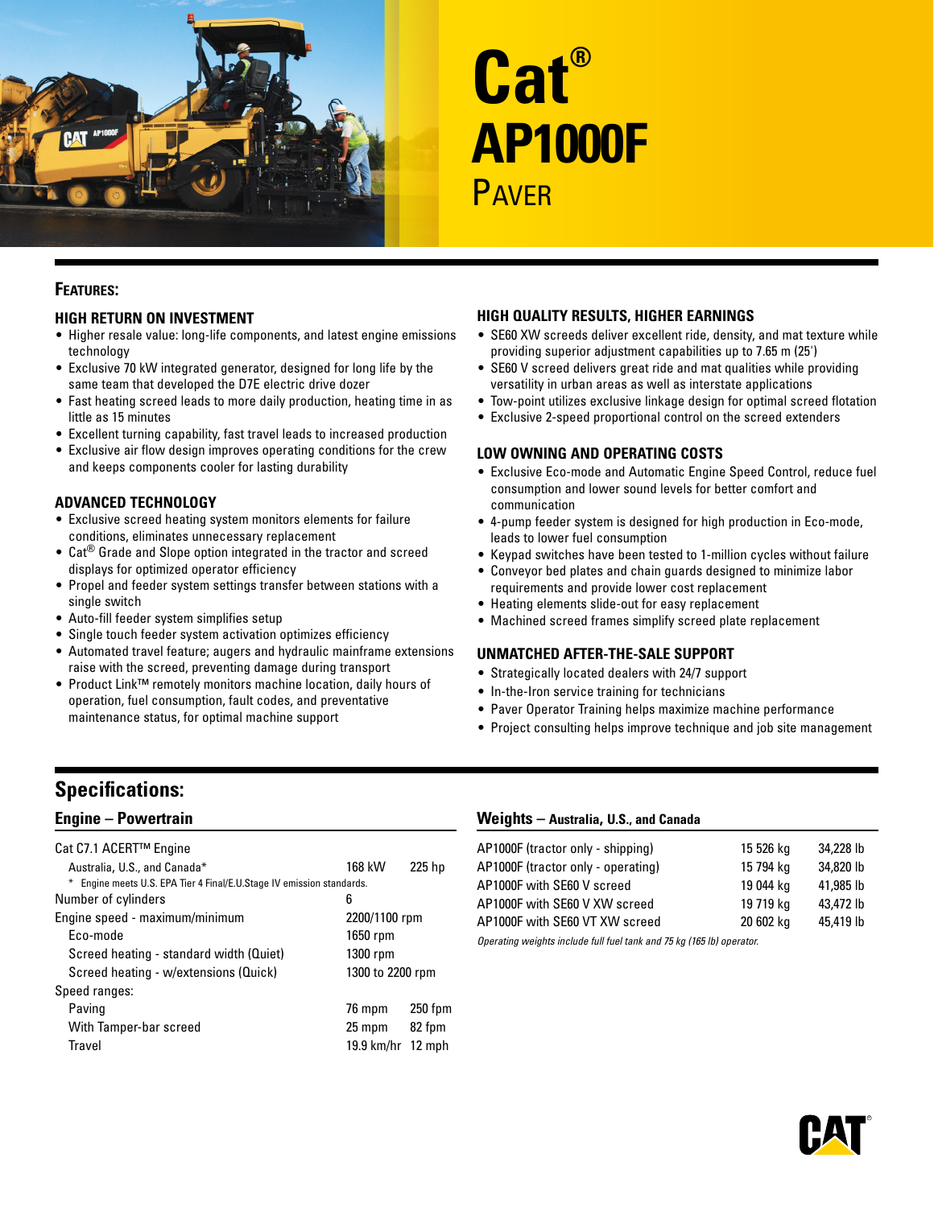# Cat® AP1000F

## Paver

## Features:

### HIGH RETURN ON INVESTMENT

- Higher resale value: long-life components, and latest engine emissions technology
- Exclusive 70 kW integrated generator, designed for long life by the same team that developed the D7E electric drive dozer
- Fast heating screed leads to more daily production, heating time in as little as 15 minutes
- Excellent turning capability, fast travel leads to increased production
- Exclusive air flow design improves operating conditions for the crew and keeps components cooler for lasting durability

### ADVANCED TECHNOLOGY

- Exclusive screed heating system monitors elements for failure conditions, eliminates unnecessary replacement
- Cat® Grade and Slope option integrated in the tractor and screed displays for optimized operator efficiency
- Propel and feeder system settings transfer between stations with a single switch
- Auto-fill feeder system simplifies setup
- Single touch feeder system activation optimizes efficiency
- Automated travel feature; augers and hydraulic mainframe extensions raise with the screed, preventing damage during transport
- Product Link™ remotely monitors machine location, daily hours of operation, fuel consumption, fault codes, and preventative maintenance status, for optimal machine support

### HIGH QUALITY RESULTS, HIGHER EARNINGS

- SE60 XW screeds deliver excellent ride, density, and mat texture while providing superior adjustment capabilities up to 7.65 m (25')
- SE60 V screed delivers great ride and mat qualities while providing versatility in urban areas as well as interstate applications
- Tow-point utilizes exclusive linkage design for optimal screed flotation
- Exclusive 2-speed proportional control on the screed extenders

### LOW OWNING AND OPERATING COSTS

- Exclusive Eco-mode and Automatic Engine Speed Control, reduce fuel consumption and lower sound levels for better comfort and communication
- 4-pump feeder system is designed for high production in Eco-mode, leads to lower fuel consumption
- Keypad switches have been tested to 1-million cycles without failure
- Conveyor bed plates and chain guards designed to minimize labor requirements and provide lower cost replacement
- Heating elements slide-out for easy replacement
- Machined screed frames simplify screed plate replacement

### UNMATCHED AFTER-THE-SALE SUPPORT

- Strategically located dealers with 24/7 support
- In-the-Iron service training for technicians
- Paver Operator Training helps maximize machine performance
- Project consulting helps improve technique and job site management

## Specifications:

### Engine – Powertrain

| | | |
|---|---|---|
| Cat C7.1 ACERT™ Engine | | |
| Australia, U.S., and Canada* | 168 kW | 225 hp |
| * Engine meets U.S. EPA Tier 4 Final/E.U.Stage IV emission standards. | | |
| Number of cylinders | 6 | |
| Engine speed - maximum/minimum | 2200/1100 rpm | |
| Eco-mode | 1650 rpm | |
| Screed heating - standard width (Quiet) | 1300 rpm | |
| Screed heating - w/extensions (Quick) | 1300 to 2200 rpm | |
| Speed ranges: | | |
| Paving | 76 mpm | 250 fpm |
| With Tamper-bar screed | 25 mpm | 82 fpm |
| Travel | 19.9 km/hr | 12 mph |

### Weights – Australia, U.S., and Canada

| | | |
|---|---|---|
| AP1000F (tractor only - shipping) | 15 526 kg | 34,228 lb |
| AP1000F (tractor only - operating) | 15 794 kg | 34,820 lb |
| AP1000F with SE60 V screed | 19 044 kg | 41,985 lb |
| AP1000F with SE60 V XW screed | 19 719 kg | 43,472 lb |
| AP1000F with SE60 VT XW screed | 20 602 kg | 45,419 lb |

*Operating weights include full fuel tank and 75 kg (165 lb) operator.*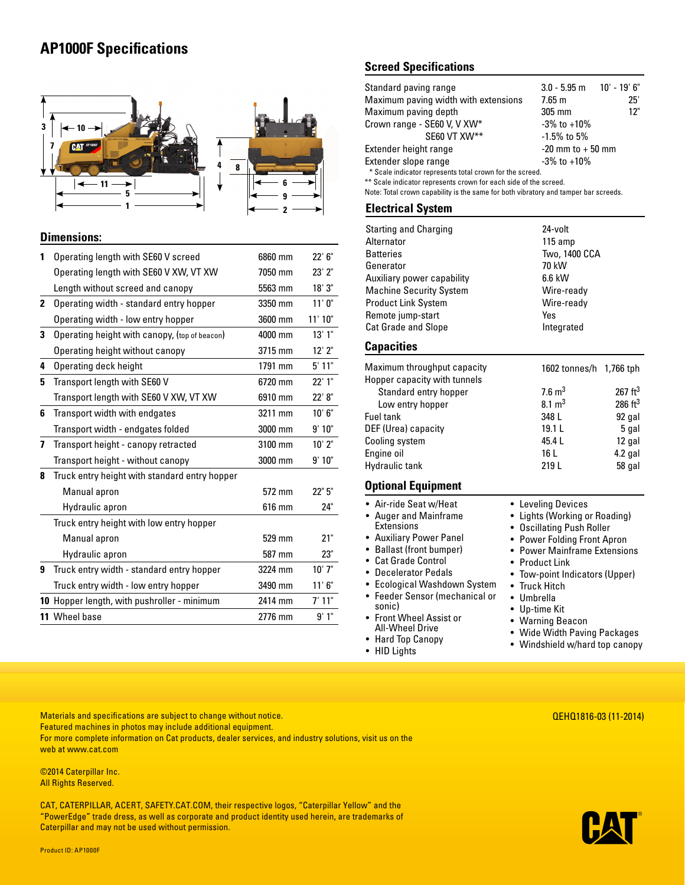# AP1000F Specifications

1
2
3
4
5
6
7
8
9
10
11

## Dimensions:

| | | | |
|---|---|---|---|
| **1** | Operating length with SE60 V screed | 6860 mm | 22' 6" |
| | Operating length with SE60 V XW, VT XW | 7050 mm | 23' 2" |
| | Length without screed and canopy | 5563 mm | 18' 3" |
| **2** | Operating width - standard entry hopper | 3350 mm | 11' 0" |
| | Operating width - low entry hopper | 3600 mm | 11' 10" |
| **3** | Operating height with canopy, (top of beacon) | 4000 mm | 13' 1" |
| | Operating height without canopy | 3715 mm | 12' 2" |
| **4** | Operating deck height | 1791 mm | 5' 11" |
| **5** | Transport length with SE60 V | 6720 mm | 22' 1" |
| | Transport length with SE60 V XW, VT XW | 6910 mm | 22' 8" |
| **6** | Transport width with endgates | 3211 mm | 10' 6" |
| | Transport width - endgates folded | 3000 mm | 9' 10" |
| **7** | Transport height - canopy retracted | 3100 mm | 10' 2" |
| | Transport height - without canopy | 3000 mm | 9' 10" |
| **8** | Truck entry height with standard entry hopper | | |
| | Manual apron | 572 mm | 22" 5" |
| | Hydraulic apron | 616 mm | 24" |
| | Truck entry height with low entry hopper | | |
| | Manual apron | 529 mm | 21" |
| | Hydraulic apron | 587 mm | 23" |
| **9** | Truck entry width - standard entry hopper | 3224 mm | 10' 7" |
| | Truck entry width - low entry hopper | 3490 mm | 11' 6" |
| **10** | Hopper length, with pushroller - minimum | 2414 mm | 7' 11" |
| **11** | Wheel base | 2776 mm | 9' 1" |

## Screed Specifications

| | | |
|---|---|---|
| Standard paving range | 3.0 - 5.95 m | 10' - 19' 6" |
| Maximum paving width with extensions | 7.65 m | 25' |
| Maximum paving depth | 305 mm | 12" |
| Crown range - SE60 V, V XW* | -3% to +10% | |
| SE60 VT XW** | -1.5% to 5% | |
| Extender height range | -20 mm to + 50 mm | |
| Extender slope range | -3% to +10% | |

* Scale indicator represents total crown for the screed.
** Scale indicator represents crown for each side of the screed.
Note: Total crown capability is the same for both vibratory and tamper bar screeds.

## Electrical System

| | |
|---|---|
| Starting and Charging | 24-volt |
| Alternator | 115 amp |
| Batteries | Two, 1400 CCA |
| Generator | 70 kW |
| Auxiliary power capability | 6.6 kW |
| Machine Security System | Wire-ready |
| Product Link System | Wire-ready |
| Remote jump-start | Yes |
| Cat Grade and Slope | Integrated |

## Capacities

| | | |
|---|---|---|
| Maximum throughput capacity | 1602 tonnes/h | 1,766 tph |
| Hopper capacity with tunnels | | |
| Standard entry hopper | 7.6 $m^3$ | 267 $ft^3$ |
| Low entry hopper | 8.1 $m^3$ | 286 $ft^3$ |
| Fuel tank | 348 L | 92 gal |
| DEF (Urea) capacity | 19.1 L | 5 gal |
| Cooling system | 45.4 L | 12 gal |
| Engine oil | 16 L | 4.2 gal |
| Hydraulic tank | 219 L | 58 gal |

## Optional Equipment

- Air-ride Seat w/Heat
- Auger and Mainframe Extensions
- Auxiliary Power Panel
- Ballast (front bumper)
- Cat Grade Control
- Decelerator Pedals
- Ecological Washdown System
- Feeder Sensor (mechanical or sonic)
- Front Wheel Assist or All-Wheel Drive
- Hard Top Canopy
- HID Lights
- Leveling Devices
- Lights (Working or Roading)
- Oscillating Push Roller
- Power Folding Front Apron
- Power Mainframe Extensions
- Product Link
- Tow-point Indicators (Upper)
- Truck Hitch
- Umbrella
- Up-time Kit
- Warning Beacon
- Wide Width Paving Packages
- Windshield w/hard top canopy

Materials and specifications are subject to change without notice.
Featured machines in photos may include additional equipment.
For more complete information on Cat products, dealer services, and industry solutions, visit us on the web at www.cat.com

©2014 Caterpillar Inc.
All Rights Reserved.

CAT, CATERPILLAR, ACERT, SAFETY.CAT.COM, their respective logos, "Caterpillar Yellow" and the "PowerEdge" trade dress, as well as corporate and product identity used herein, are trademarks of Caterpillar and may not be used without permission.

QEHQ1816-03 (11-2014)

Product ID: AP1000F